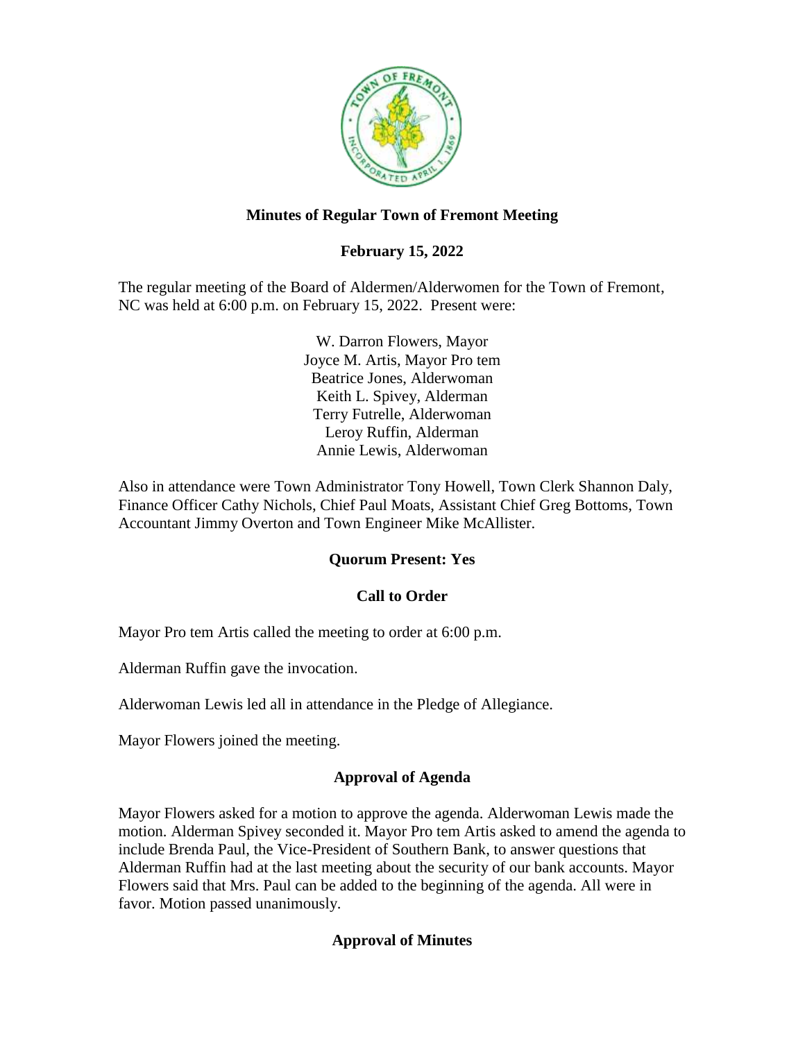# Minutes of Regular Town of Fremont Meeting

## February 15, 2022

The regular meeting of the Board of Aldermen/Alderwomen for the Town of Fremont, NC was held at 6:00 p.m. on February 15, 2022. Present were:

W. Darron Flowers, Mayor
Joyce M. Artis, Mayor Pro tem
Beatrice Jones, Alderwoman
Keith L. Spivey, Alderman
Terry Futrelle, Alderwoman
Leroy Ruffin, Alderman
Annie Lewis, Alderwoman

Also in attendance were Town Administrator Tony Howell, Town Clerk Shannon Daly, Finance Officer Cathy Nichols, Chief Paul Moats, Assistant Chief Greg Bottoms, Town Accountant Jimmy Overton and Town Engineer Mike McAllister.

### Quorum Present: Yes

### Call to Order

Mayor Pro tem Artis called the meeting to order at 6:00 p.m.

Alderman Ruffin gave the invocation.

Alderwoman Lewis led all in attendance in the Pledge of Allegiance.

Mayor Flowers joined the meeting.

### Approval of Agenda

Mayor Flowers asked for a motion to approve the agenda. Alderwoman Lewis made the motion. Alderman Spivey seconded it. Mayor Pro tem Artis asked to amend the agenda to include Brenda Paul, the Vice-President of Southern Bank, to answer questions that Alderman Ruffin had at the last meeting about the security of our bank accounts. Mayor Flowers said that Mrs. Paul can be added to the beginning of the agenda. All were in favor. Motion passed unanimously.

### Approval of Minutes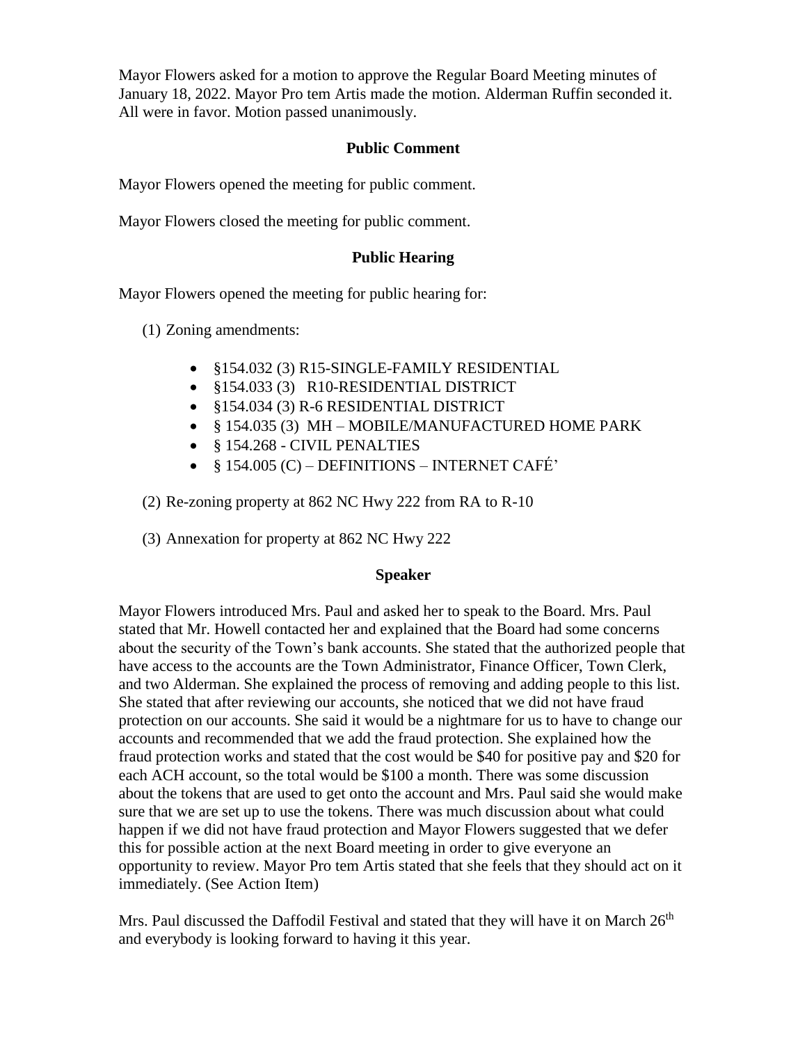Mayor Flowers asked for a motion to approve the Regular Board Meeting minutes of January 18, 2022. Mayor Pro tem Artis made the motion. Alderman Ruffin seconded it. All were in favor. Motion passed unanimously.

**Public Comment**

Mayor Flowers opened the meeting for public comment.

Mayor Flowers closed the meeting for public comment.

**Public Hearing**

Mayor Flowers opened the meeting for public hearing for:

(1) Zoning amendments:

- §154.032 (3) R15-SINGLE-FAMILY RESIDENTIAL
- §154.033 (3) R10-RESIDENTIAL DISTRICT
- §154.034 (3) R-6 RESIDENTIAL DISTRICT
- § 154.035 (3) MH – MOBILE/MANUFACTURED HOME PARK
- § 154.268 - CIVIL PENALTIES
- § 154.005 (C) – DEFINITIONS – INTERNET CAFÉ'

(2) Re-zoning property at 862 NC Hwy 222 from RA to R-10

(3) Annexation for property at 862 NC Hwy 222

**Speaker**

Mayor Flowers introduced Mrs. Paul and asked her to speak to the Board. Mrs. Paul stated that Mr. Howell contacted her and explained that the Board had some concerns about the security of the Town's bank accounts. She stated that the authorized people that have access to the accounts are the Town Administrator, Finance Officer, Town Clerk, and two Alderman. She explained the process of removing and adding people to this list. She stated that after reviewing our accounts, she noticed that we did not have fraud protection on our accounts. She said it would be a nightmare for us to have to change our accounts and recommended that we add the fraud protection. She explained how the fraud protection works and stated that the cost would be $40 for positive pay and $20 for each ACH account, so the total would be $100 a month. There was some discussion about the tokens that are used to get onto the account and Mrs. Paul said she would make sure that we are set up to use the tokens. There was much discussion about what could happen if we did not have fraud protection and Mayor Flowers suggested that we defer this for possible action at the next Board meeting in order to give everyone an opportunity to review. Mayor Pro tem Artis stated that she feels that they should act on it immediately. (See Action Item)

Mrs. Paul discussed the Daffodil Festival and stated that they will have it on March 26th and everybody is looking forward to having it this year.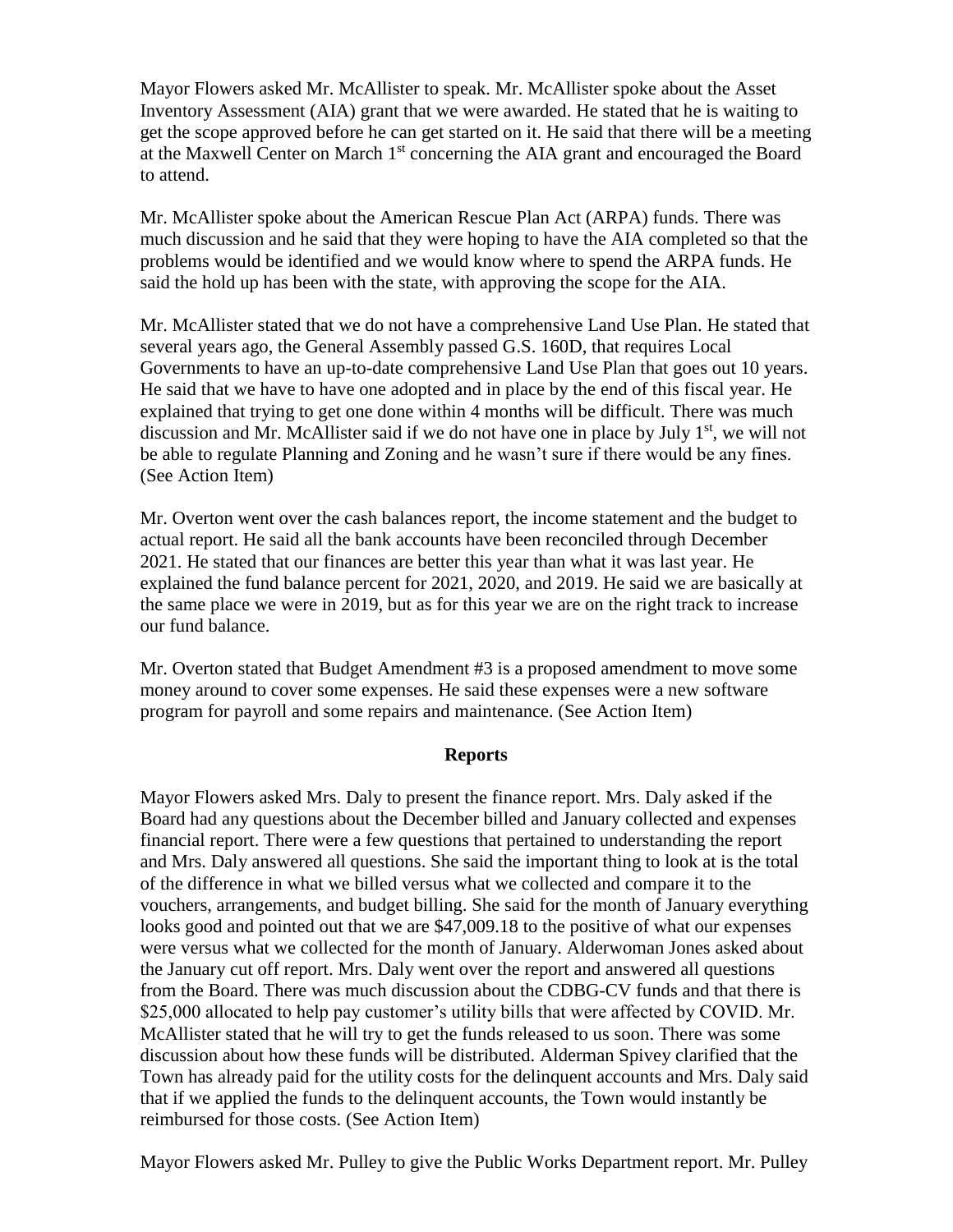Mayor Flowers asked Mr. McAllister to speak. Mr. McAllister spoke about the Asset Inventory Assessment (AIA) grant that we were awarded. He stated that he is waiting to get the scope approved before he can get started on it. He said that there will be a meeting at the Maxwell Center on March 1st concerning the AIA grant and encouraged the Board to attend.

Mr. McAllister spoke about the American Rescue Plan Act (ARPA) funds. There was much discussion and he said that they were hoping to have the AIA completed so that the problems would be identified and we would know where to spend the ARPA funds. He said the hold up has been with the state, with approving the scope for the AIA.

Mr. McAllister stated that we do not have a comprehensive Land Use Plan. He stated that several years ago, the General Assembly passed G.S. 160D, that requires Local Governments to have an up-to-date comprehensive Land Use Plan that goes out 10 years. He said that we have to have one adopted and in place by the end of this fiscal year. He explained that trying to get one done within 4 months will be difficult. There was much discussion and Mr. McAllister said if we do not have one in place by July 1st, we will not be able to regulate Planning and Zoning and he wasn't sure if there would be any fines. (See Action Item)

Mr. Overton went over the cash balances report, the income statement and the budget to actual report. He said all the bank accounts have been reconciled through December 2021. He stated that our finances are better this year than what it was last year. He explained the fund balance percent for 2021, 2020, and 2019. He said we are basically at the same place we were in 2019, but as for this year we are on the right track to increase our fund balance.

Mr. Overton stated that Budget Amendment #3 is a proposed amendment to move some money around to cover some expenses. He said these expenses were a new software program for payroll and some repairs and maintenance. (See Action Item)

## Reports

Mayor Flowers asked Mrs. Daly to present the finance report. Mrs. Daly asked if the Board had any questions about the December billed and January collected and expenses financial report. There were a few questions that pertained to understanding the report and Mrs. Daly answered all questions. She said the important thing to look at is the total of the difference in what we billed versus what we collected and compare it to the vouchers, arrangements, and budget billing. She said for the month of January everything looks good and pointed out that we are $47,009.18 to the positive of what our expenses were versus what we collected for the month of January. Alderwoman Jones asked about the January cut off report. Mrs. Daly went over the report and answered all questions from the Board. There was much discussion about the CDBG-CV funds and that there is $25,000 allocated to help pay customer's utility bills that were affected by COVID. Mr. McAllister stated that he will try to get the funds released to us soon. There was some discussion about how these funds will be distributed. Alderman Spivey clarified that the Town has already paid for the utility costs for the delinquent accounts and Mrs. Daly said that if we applied the funds to the delinquent accounts, the Town would instantly be reimbursed for those costs. (See Action Item)

Mayor Flowers asked Mr. Pulley to give the Public Works Department report. Mr. Pulley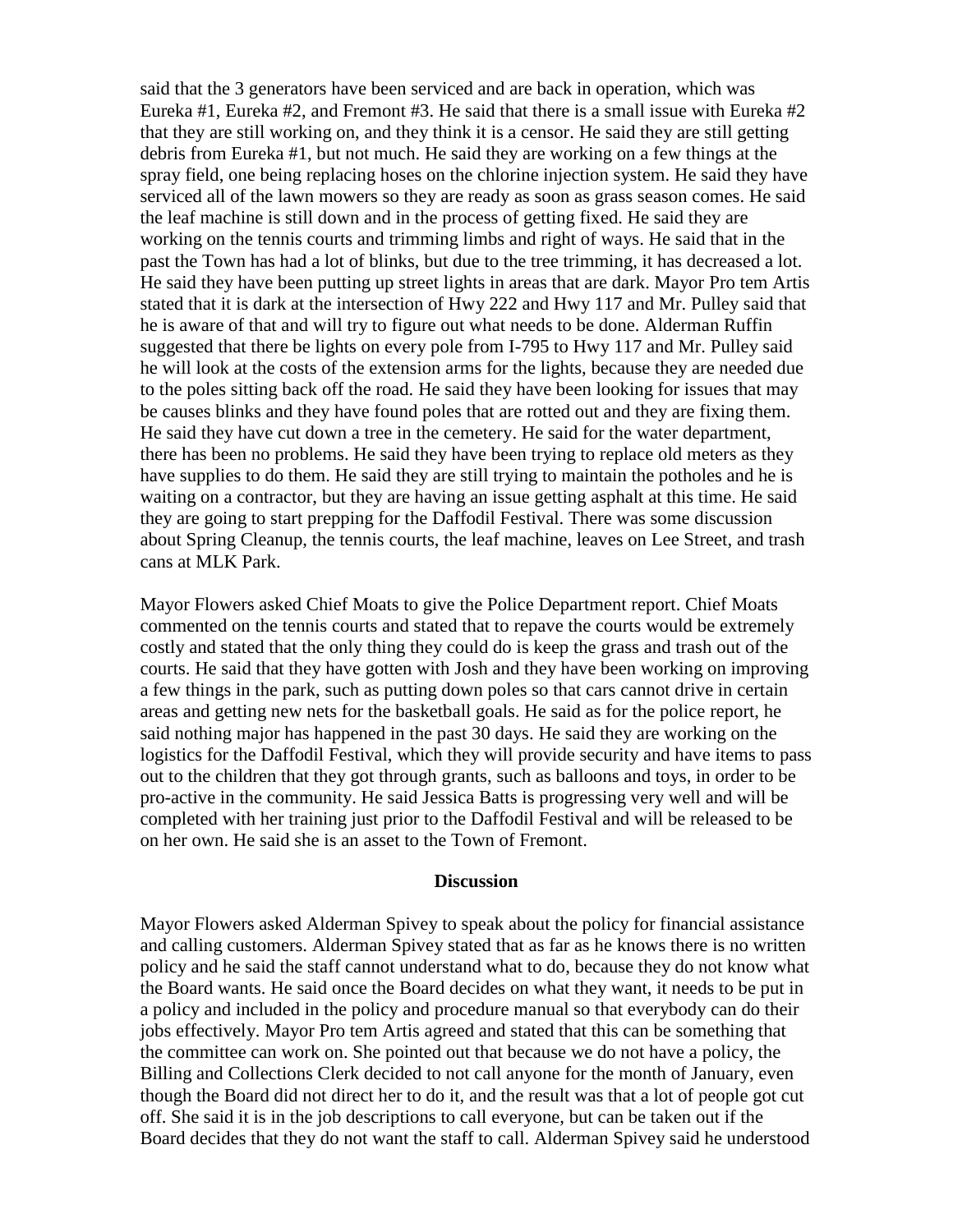said that the 3 generators have been serviced and are back in operation, which was Eureka #1, Eureka #2, and Fremont #3. He said that there is a small issue with Eureka #2 that they are still working on, and they think it is a censor. He said they are still getting debris from Eureka #1, but not much. He said they are working on a few things at the spray field, one being replacing hoses on the chlorine injection system. He said they have serviced all of the lawn mowers so they are ready as soon as grass season comes. He said the leaf machine is still down and in the process of getting fixed. He said they are working on the tennis courts and trimming limbs and right of ways. He said that in the past the Town has had a lot of blinks, but due to the tree trimming, it has decreased a lot. He said they have been putting up street lights in areas that are dark. Mayor Pro tem Artis stated that it is dark at the intersection of Hwy 222 and Hwy 117 and Mr. Pulley said that he is aware of that and will try to figure out what needs to be done. Alderman Ruffin suggested that there be lights on every pole from I-795 to Hwy 117 and Mr. Pulley said he will look at the costs of the extension arms for the lights, because they are needed due to the poles sitting back off the road. He said they have been looking for issues that may be causes blinks and they have found poles that are rotted out and they are fixing them. He said they have cut down a tree in the cemetery. He said for the water department, there has been no problems. He said they have been trying to replace old meters as they have supplies to do them. He said they are still trying to maintain the potholes and he is waiting on a contractor, but they are having an issue getting asphalt at this time. He said they are going to start prepping for the Daffodil Festival. There was some discussion about Spring Cleanup, the tennis courts, the leaf machine, leaves on Lee Street, and trash cans at MLK Park.

Mayor Flowers asked Chief Moats to give the Police Department report. Chief Moats commented on the tennis courts and stated that to repave the courts would be extremely costly and stated that the only thing they could do is keep the grass and trash out of the courts. He said that they have gotten with Josh and they have been working on improving a few things in the park, such as putting down poles so that cars cannot drive in certain areas and getting new nets for the basketball goals. He said as for the police report, he said nothing major has happened in the past 30 days. He said they are working on the logistics for the Daffodil Festival, which they will provide security and have items to pass out to the children that they got through grants, such as balloons and toys, in order to be pro-active in the community. He said Jessica Batts is progressing very well and will be completed with her training just prior to the Daffodil Festival and will be released to be on her own. He said she is an asset to the Town of Fremont.

**Discussion**

Mayor Flowers asked Alderman Spivey to speak about the policy for financial assistance and calling customers. Alderman Spivey stated that as far as he knows there is no written policy and he said the staff cannot understand what to do, because they do not know what the Board wants. He said once the Board decides on what they want, it needs to be put in a policy and included in the policy and procedure manual so that everybody can do their jobs effectively. Mayor Pro tem Artis agreed and stated that this can be something that the committee can work on. She pointed out that because we do not have a policy, the Billing and Collections Clerk decided to not call anyone for the month of January, even though the Board did not direct her to do it, and the result was that a lot of people got cut off. She said it is in the job descriptions to call everyone, but can be taken out if the Board decides that they do not want the staff to call. Alderman Spivey said he understood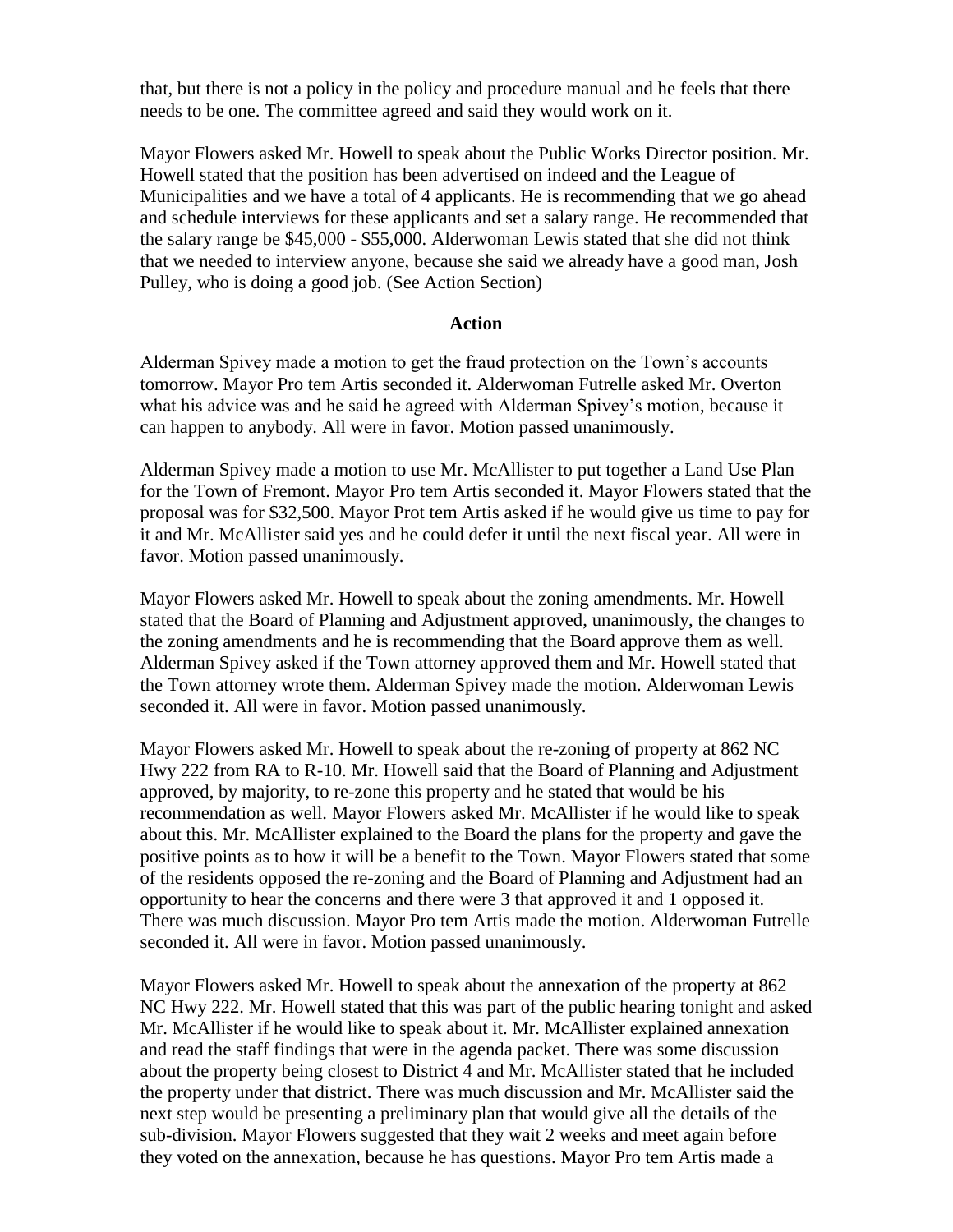that, but there is not a policy in the policy and procedure manual and he feels that there needs to be one. The committee agreed and said they would work on it.

Mayor Flowers asked Mr. Howell to speak about the Public Works Director position. Mr. Howell stated that the position has been advertised on indeed and the League of Municipalities and we have a total of 4 applicants. He is recommending that we go ahead and schedule interviews for these applicants and set a salary range. He recommended that the salary range be $45,000 - $55,000. Alderwoman Lewis stated that she did not think that we needed to interview anyone, because she said we already have a good man, Josh Pulley, who is doing a good job. (See Action Section)

## Action

Alderman Spivey made a motion to get the fraud protection on the Town's accounts tomorrow. Mayor Pro tem Artis seconded it. Alderwoman Futrelle asked Mr. Overton what his advice was and he said he agreed with Alderman Spivey's motion, because it can happen to anybody. All were in favor. Motion passed unanimously.

Alderman Spivey made a motion to use Mr. McAllister to put together a Land Use Plan for the Town of Fremont. Mayor Pro tem Artis seconded it. Mayor Flowers stated that the proposal was for $32,500. Mayor Prot tem Artis asked if he would give us time to pay for it and Mr. McAllister said yes and he could defer it until the next fiscal year. All were in favor. Motion passed unanimously.

Mayor Flowers asked Mr. Howell to speak about the zoning amendments. Mr. Howell stated that the Board of Planning and Adjustment approved, unanimously, the changes to the zoning amendments and he is recommending that the Board approve them as well. Alderman Spivey asked if the Town attorney approved them and Mr. Howell stated that the Town attorney wrote them. Alderman Spivey made the motion. Alderwoman Lewis seconded it. All were in favor. Motion passed unanimously.

Mayor Flowers asked Mr. Howell to speak about the re-zoning of property at 862 NC Hwy 222 from RA to R-10. Mr. Howell said that the Board of Planning and Adjustment approved, by majority, to re-zone this property and he stated that would be his recommendation as well. Mayor Flowers asked Mr. McAllister if he would like to speak about this. Mr. McAllister explained to the Board the plans for the property and gave the positive points as to how it will be a benefit to the Town. Mayor Flowers stated that some of the residents opposed the re-zoning and the Board of Planning and Adjustment had an opportunity to hear the concerns and there were 3 that approved it and 1 opposed it. There was much discussion. Mayor Pro tem Artis made the motion. Alderwoman Futrelle seconded it. All were in favor. Motion passed unanimously.

Mayor Flowers asked Mr. Howell to speak about the annexation of the property at 862 NC Hwy 222. Mr. Howell stated that this was part of the public hearing tonight and asked Mr. McAllister if he would like to speak about it. Mr. McAllister explained annexation and read the staff findings that were in the agenda packet. There was some discussion about the property being closest to District 4 and Mr. McAllister stated that he included the property under that district. There was much discussion and Mr. McAllister said the next step would be presenting a preliminary plan that would give all the details of the sub-division. Mayor Flowers suggested that they wait 2 weeks and meet again before they voted on the annexation, because he has questions. Mayor Pro tem Artis made a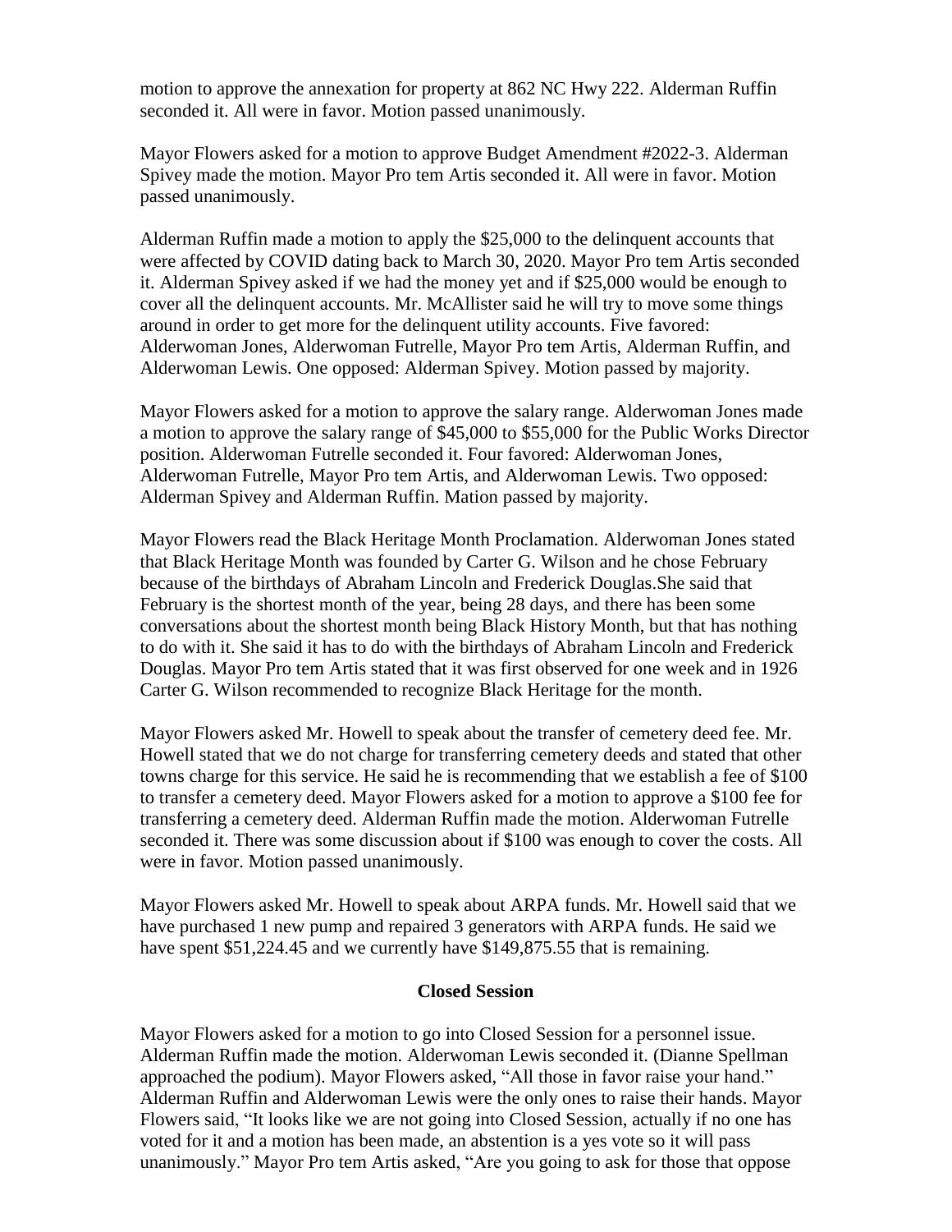motion to approve the annexation for property at 862 NC Hwy 222. Alderman Ruffin seconded it. All were in favor. Motion passed unanimously.

Mayor Flowers asked for a motion to approve Budget Amendment #2022-3. Alderman Spivey made the motion. Mayor Pro tem Artis seconded it. All were in favor. Motion passed unanimously.

Alderman Ruffin made a motion to apply the $25,000 to the delinquent accounts that were affected by COVID dating back to March 30, 2020. Mayor Pro tem Artis seconded it. Alderman Spivey asked if we had the money yet and if $25,000 would be enough to cover all the delinquent accounts. Mr. McAllister said he will try to move some things around in order to get more for the delinquent utility accounts. Five favored: Alderwoman Jones, Alderwoman Futrelle, Mayor Pro tem Artis, Alderman Ruffin, and Alderwoman Lewis. One opposed: Alderman Spivey. Motion passed by majority.

Mayor Flowers asked for a motion to approve the salary range. Alderwoman Jones made a motion to approve the salary range of $45,000 to $55,000 for the Public Works Director position. Alderwoman Futrelle seconded it. Four favored: Alderwoman Jones, Alderwoman Futrelle, Mayor Pro tem Artis, and Alderwoman Lewis. Two opposed: Alderman Spivey and Alderman Ruffin. Mation passed by majority.

Mayor Flowers read the Black Heritage Month Proclamation. Alderwoman Jones stated that Black Heritage Month was founded by Carter G. Wilson and he chose February because of the birthdays of Abraham Lincoln and Frederick Douglas.She said that February is the shortest month of the year, being 28 days, and there has been some conversations about the shortest month being Black History Month, but that has nothing to do with it. She said it has to do with the birthdays of Abraham Lincoln and Frederick Douglas. Mayor Pro tem Artis stated that it was first observed for one week and in 1926 Carter G. Wilson recommended to recognize Black Heritage for the month.

Mayor Flowers asked Mr. Howell to speak about the transfer of cemetery deed fee. Mr. Howell stated that we do not charge for transferring cemetery deeds and stated that other towns charge for this service. He said he is recommending that we establish a fee of $100 to transfer a cemetery deed. Mayor Flowers asked for a motion to approve a $100 fee for transferring a cemetery deed. Alderman Ruffin made the motion. Alderwoman Futrelle seconded it. There was some discussion about if $100 was enough to cover the costs. All were in favor. Motion passed unanimously.

Mayor Flowers asked Mr. Howell to speak about ARPA funds. Mr. Howell said that we have purchased 1 new pump and repaired 3 generators with ARPA funds. He said we have spent $51,224.45 and we currently have $149,875.55 that is remaining.

**Closed Session**

Mayor Flowers asked for a motion to go into Closed Session for a personnel issue. Alderman Ruffin made the motion. Alderwoman Lewis seconded it. (Dianne Spellman approached the podium). Mayor Flowers asked, "All those in favor raise your hand." Alderman Ruffin and Alderwoman Lewis were the only ones to raise their hands. Mayor Flowers said, "It looks like we are not going into Closed Session, actually if no one has voted for it and a motion has been made, an abstention is a yes vote so it will pass unanimously." Mayor Pro tem Artis asked, "Are you going to ask for those that oppose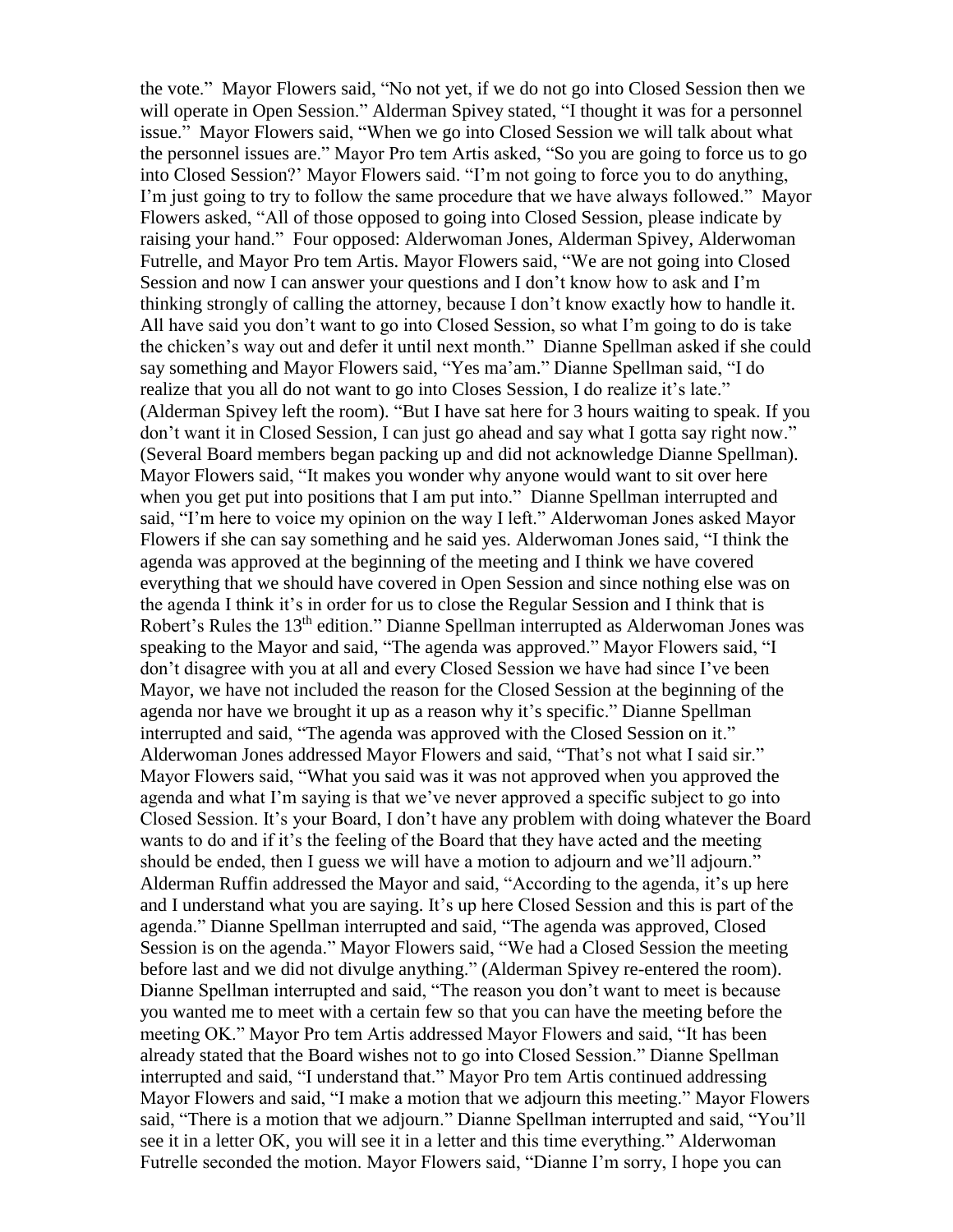the vote." Mayor Flowers said, "No not yet, if we do not go into Closed Session then we will operate in Open Session." Alderman Spivey stated, "I thought it was for a personnel issue." Mayor Flowers said, "When we go into Closed Session we will talk about what the personnel issues are." Mayor Pro tem Artis asked, "So you are going to force us to go into Closed Session?' Mayor Flowers said. "I'm not going to force you to do anything, I'm just going to try to follow the same procedure that we have always followed." Mayor Flowers asked, "All of those opposed to going into Closed Session, please indicate by raising your hand." Four opposed: Alderwoman Jones, Alderman Spivey, Alderwoman Futrelle, and Mayor Pro tem Artis. Mayor Flowers said, "We are not going into Closed Session and now I can answer your questions and I don't know how to ask and I'm thinking strongly of calling the attorney, because I don't know exactly how to handle it. All have said you don't want to go into Closed Session, so what I'm going to do is take the chicken's way out and defer it until next month." Dianne Spellman asked if she could say something and Mayor Flowers said, "Yes ma'am." Dianne Spellman said, "I do realize that you all do not want to go into Closes Session, I do realize it's late." (Alderman Spivey left the room). "But I have sat here for 3 hours waiting to speak. If you don't want it in Closed Session, I can just go ahead and say what I gotta say right now." (Several Board members began packing up and did not acknowledge Dianne Spellman). Mayor Flowers said, "It makes you wonder why anyone would want to sit over here when you get put into positions that I am put into." Dianne Spellman interrupted and said, "I'm here to voice my opinion on the way I left." Alderwoman Jones asked Mayor Flowers if she can say something and he said yes. Alderwoman Jones said, "I think the agenda was approved at the beginning of the meeting and I think we have covered everything that we should have covered in Open Session and since nothing else was on the agenda I think it's in order for us to close the Regular Session and I think that is Robert's Rules the 13th edition." Dianne Spellman interrupted as Alderwoman Jones was speaking to the Mayor and said, "The agenda was approved." Mayor Flowers said, "I don't disagree with you at all and every Closed Session we have had since I've been Mayor, we have not included the reason for the Closed Session at the beginning of the agenda nor have we brought it up as a reason why it's specific." Dianne Spellman interrupted and said, "The agenda was approved with the Closed Session on it." Alderwoman Jones addressed Mayor Flowers and said, "That's not what I said sir." Mayor Flowers said, "What you said was it was not approved when you approved the agenda and what I'm saying is that we've never approved a specific subject to go into Closed Session. It's your Board, I don't have any problem with doing whatever the Board wants to do and if it's the feeling of the Board that they have acted and the meeting should be ended, then I guess we will have a motion to adjourn and we'll adjourn." Alderman Ruffin addressed the Mayor and said, "According to the agenda, it's up here and I understand what you are saying. It's up here Closed Session and this is part of the agenda." Dianne Spellman interrupted and said, "The agenda was approved, Closed Session is on the agenda." Mayor Flowers said, "We had a Closed Session the meeting before last and we did not divulge anything." (Alderman Spivey re-entered the room). Dianne Spellman interrupted and said, "The reason you don't want to meet is because you wanted me to meet with a certain few so that you can have the meeting before the meeting OK." Mayor Pro tem Artis addressed Mayor Flowers and said, "It has been already stated that the Board wishes not to go into Closed Session." Dianne Spellman interrupted and said, "I understand that." Mayor Pro tem Artis continued addressing Mayor Flowers and said, "I make a motion that we adjourn this meeting." Mayor Flowers said, "There is a motion that we adjourn." Dianne Spellman interrupted and said, "You'll see it in a letter OK, you will see it in a letter and this time everything." Alderwoman Futrelle seconded the motion. Mayor Flowers said, "Dianne I'm sorry, I hope you can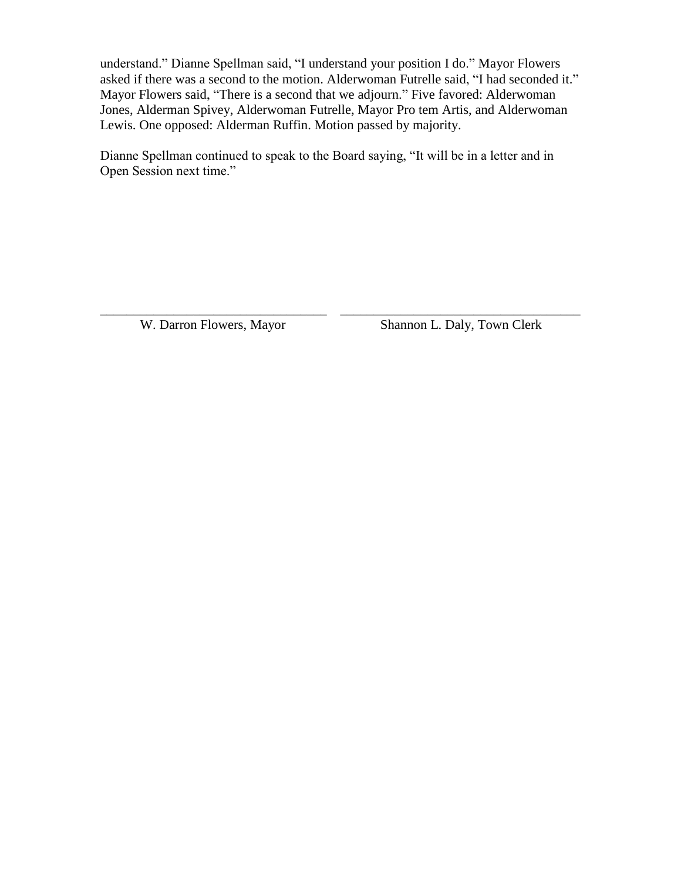understand." Dianne Spellman said, "I understand your position I do." Mayor Flowers asked if there was a second to the motion. Alderwoman Futrelle said, "I had seconded it." Mayor Flowers said, "There is a second that we adjourn." Five favored: Alderwoman Jones, Alderman Spivey, Alderwoman Futrelle, Mayor Pro tem Artis, and Alderwoman Lewis. One opposed: Alderman Ruffin. Motion passed by majority.

Dianne Spellman continued to speak to the Board saying, "It will be in a letter and in Open Session next time."

| | |
|---|---|
| ___________________________________ | ___________________________________ |
| W. Darron Flowers, Mayor | Shannon L. Daly, Town Clerk |